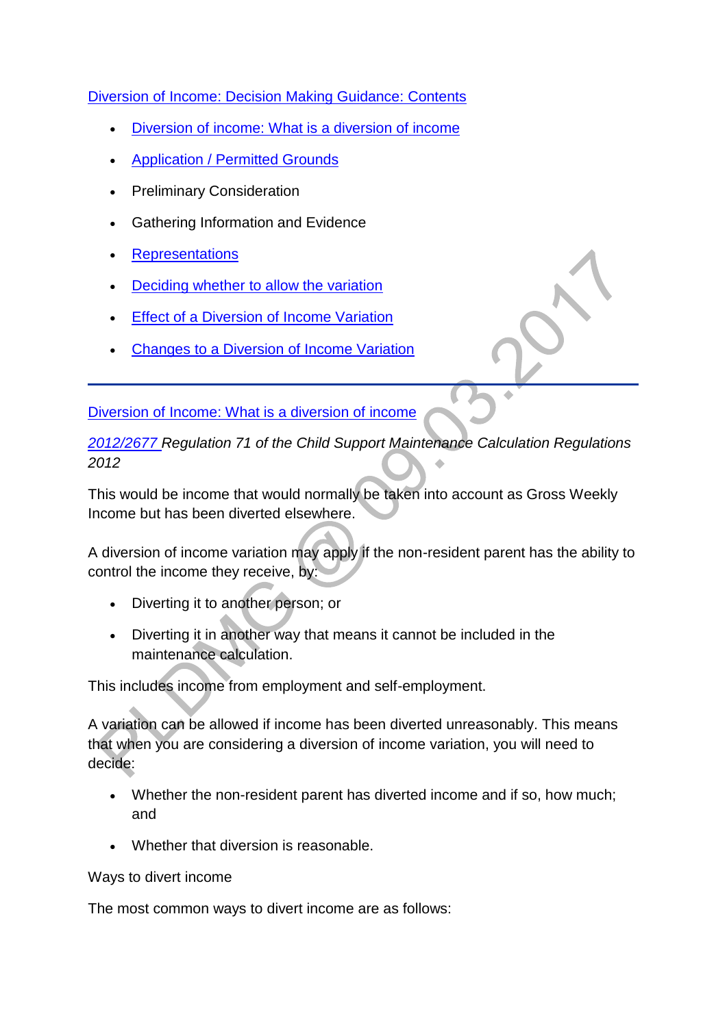Diversion of Income: Decision Making Guidance: Contents

- Diversion of income: What is a diversion of income
- Application / Permitted Grounds
- Preliminary Consideration
- Gathering Information and Evidence
- Representations
- Deciding whether to allow the variation
- Effect of a Diversion of Income Variation
- Changes to a Diversion of Income Variation

---

Diversion of Income: What is a diversion of income

*2012/2677 Regulation 71 of the Child Support Maintenance Calculation Regulations 2012*

This would be income that would normally be taken into account as Gross Weekly Income but has been diverted elsewhere.

A diversion of income variation may apply if the non-resident parent has the ability to control the income they receive, by:

- Diverting it to another person; or
- Diverting it in another way that means it cannot be included in the maintenance calculation.

This includes income from employment and self-employment.

A variation can be allowed if income has been diverted unreasonably. This means that when you are considering a diversion of income variation, you will need to decide:

- Whether the non-resident parent has diverted income and if so, how much; and
- Whether that diversion is reasonable.

Ways to divert income

The most common ways to divert income are as follows: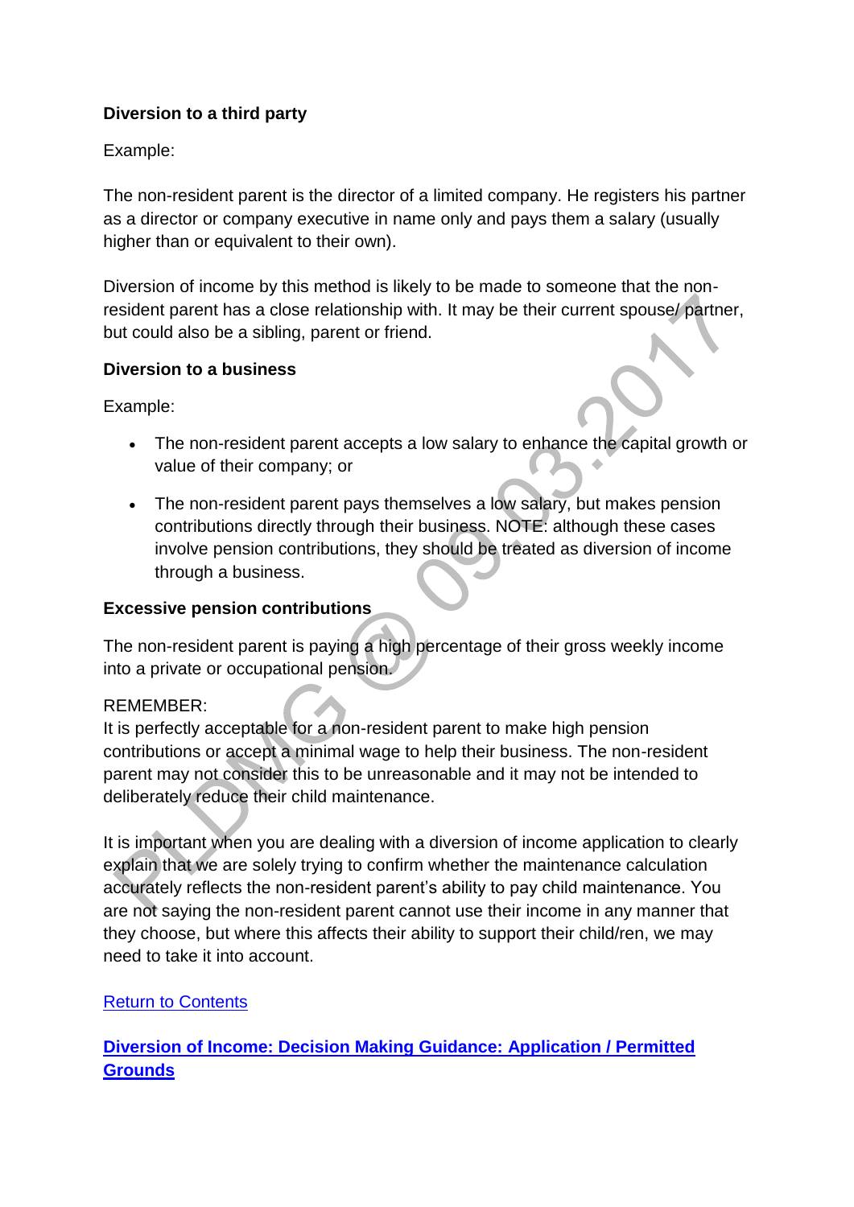**Diversion to a third party**

Example:

The non-resident parent is the director of a limited company. He registers his partner as a director or company executive in name only and pays them a salary (usually higher than or equivalent to their own).

Diversion of income by this method is likely to be made to someone that the non-resident parent has a close relationship with. It may be their current spouse/ partner, but could also be a sibling, parent or friend.

**Diversion to a business**

Example:

- The non-resident parent accepts a low salary to enhance the capital growth or value of their company; or
- The non-resident parent pays themselves a low salary, but makes pension contributions directly through their business. NOTE: although these cases involve pension contributions, they should be treated as diversion of income through a business.

**Excessive pension contributions**

The non-resident parent is paying a high percentage of their gross weekly income into a private or occupational pension.

REMEMBER:
It is perfectly acceptable for a non-resident parent to make high pension contributions or accept a minimal wage to help their business. The non-resident parent may not consider this to be unreasonable and it may not be intended to deliberately reduce their child maintenance.

It is important when you are dealing with a diversion of income application to clearly explain that we are solely trying to confirm whether the maintenance calculation accurately reflects the non-resident parent's ability to pay child maintenance. You are not saying the non-resident parent cannot use their income in any manner that they choose, but where this affects their ability to support their child/ren, we may need to take it into account.

Return to Contents

**Diversion of Income: Decision Making Guidance: Application / Permitted Grounds**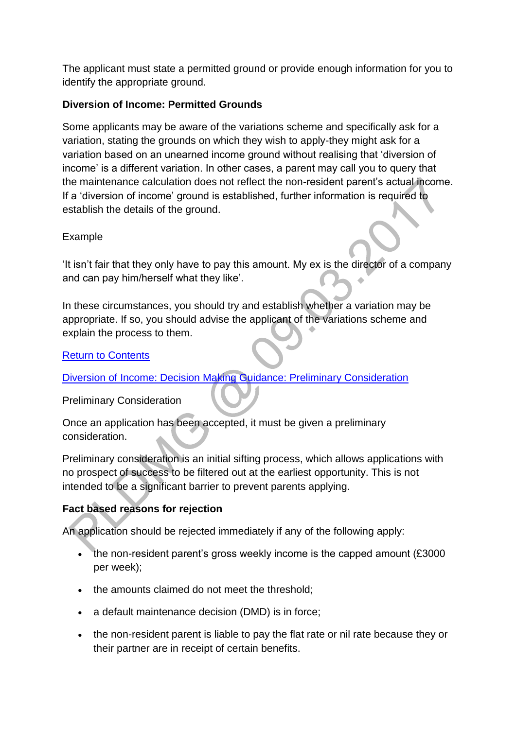The applicant must state a permitted ground or provide enough information for you to identify the appropriate ground.

**Diversion of Income: Permitted Grounds**

Some applicants may be aware of the variations scheme and specifically ask for a variation, stating the grounds on which they wish to apply-they might ask for a variation based on an unearned income ground without realising that 'diversion of income' is a different variation. In other cases, a parent may call you to query that the maintenance calculation does not reflect the non-resident parent's actual income. If a 'diversion of income' ground is established, further information is required to establish the details of the ground.

Example

'It isn't fair that they only have to pay this amount. My ex is the director of a company and can pay him/herself what they like'.

In these circumstances, you should try and establish whether a variation may be appropriate. If so, you should advise the applicant of the variations scheme and explain the process to them.

[Return to Contents]

[Diversion of Income: Decision Making Guidance: Preliminary Consideration]

Preliminary Consideration

Once an application has been accepted, it must be given a preliminary consideration.

Preliminary consideration is an initial sifting process, which allows applications with no prospect of success to be filtered out at the earliest opportunity. This is not intended to be a significant barrier to prevent parents applying.

**Fact based reasons for rejection**

An application should be rejected immediately if any of the following apply:

- the non-resident parent's gross weekly income is the capped amount (£3000 per week);
- the amounts claimed do not meet the threshold;
- a default maintenance decision (DMD) is in force;
- the non-resident parent is liable to pay the flat rate or nil rate because they or their partner are in receipt of certain benefits.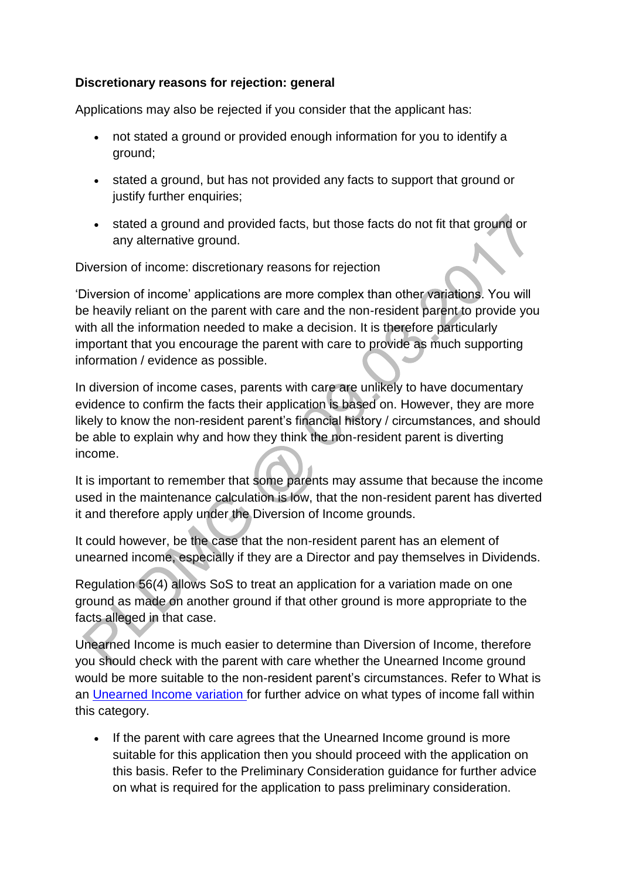**Discretionary reasons for rejection: general**

Applications may also be rejected if you consider that the applicant has:

- not stated a ground or provided enough information for you to identify a ground;
- stated a ground, but has not provided any facts to support that ground or justify further enquiries;
- stated a ground and provided facts, but those facts do not fit that ground or any alternative ground.

Diversion of income: discretionary reasons for rejection

'Diversion of income' applications are more complex than other variations. You will be heavily reliant on the parent with care and the non-resident parent to provide you with all the information needed to make a decision. It is therefore particularly important that you encourage the parent with care to provide as much supporting information / evidence as possible.

In diversion of income cases, parents with care are unlikely to have documentary evidence to confirm the facts their application is based on. However, they are more likely to know the non-resident parent's financial history / circumstances, and should be able to explain why and how they think the non-resident parent is diverting income.

It is important to remember that some parents may assume that because the income used in the maintenance calculation is low, that the non-resident parent has diverted it and therefore apply under the Diversion of Income grounds.

It could however, be the case that the non-resident parent has an element of unearned income, especially if they are a Director and pay themselves in Dividends.

Regulation 56(4) allows SoS to treat an application for a variation made on one ground as made on another ground if that other ground is more appropriate to the facts alleged in that case.

Unearned Income is much easier to determine than Diversion of Income, therefore you should check with the parent with care whether the Unearned Income ground would be more suitable to the non-resident parent's circumstances. Refer to What is an Unearned Income variation for further advice on what types of income fall within this category.

- If the parent with care agrees that the Unearned Income ground is more suitable for this application then you should proceed with the application on this basis. Refer to the Preliminary Consideration guidance for further advice on what is required for the application to pass preliminary consideration.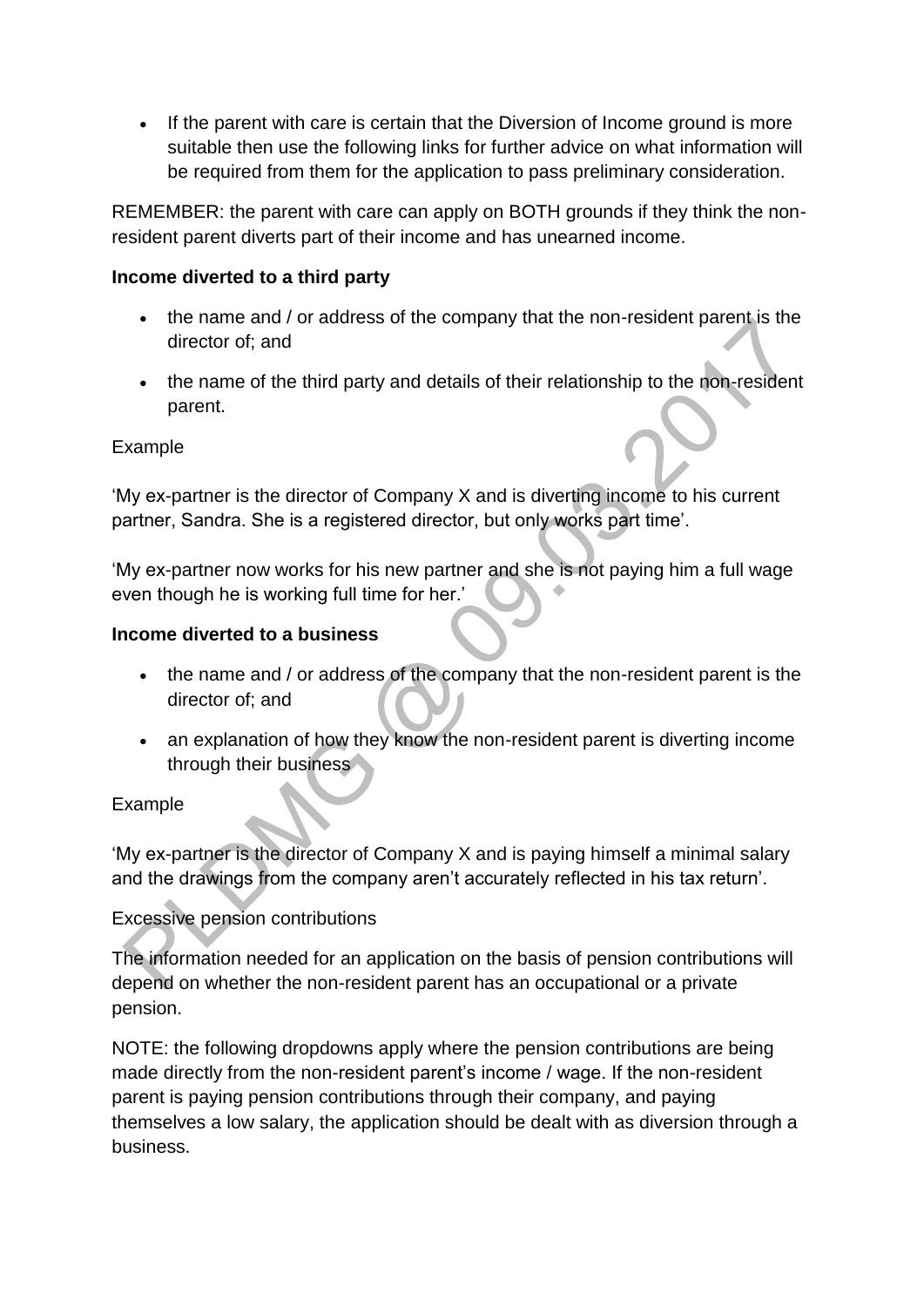- If the parent with care is certain that the Diversion of Income ground is more suitable then use the following links for further advice on what information will be required from them for the application to pass preliminary consideration.

REMEMBER: the parent with care can apply on BOTH grounds if they think the non-resident parent diverts part of their income and has unearned income.

**Income diverted to a third party**

- the name and / or address of the company that the non-resident parent is the director of; and
- the name of the third party and details of their relationship to the non-resident parent.

Example

'My ex-partner is the director of Company X and is diverting income to his current partner, Sandra. She is a registered director, but only works part time'.

'My ex-partner now works for his new partner and she is not paying him a full wage even though he is working full time for her.'

**Income diverted to a business**

- the name and / or address of the company that the non-resident parent is the director of; and
- an explanation of how they know the non-resident parent is diverting income through their business

Example

'My ex-partner is the director of Company X and is paying himself a minimal salary and the drawings from the company aren't accurately reflected in his tax return'.

Excessive pension contributions

The information needed for an application on the basis of pension contributions will depend on whether the non-resident parent has an occupational or a private pension.

NOTE: the following dropdowns apply where the pension contributions are being made directly from the non-resident parent's income / wage. If the non-resident parent is paying pension contributions through their company, and paying themselves a low salary, the application should be dealt with as diversion through a business.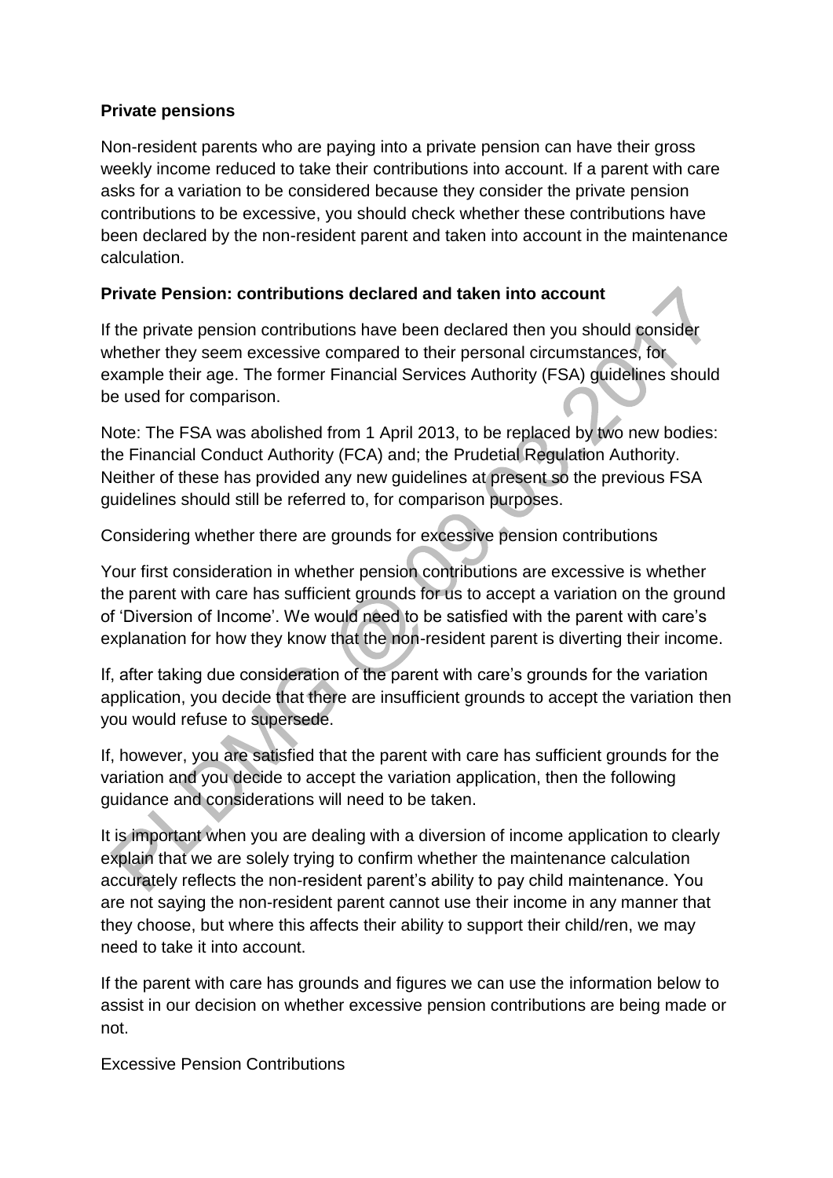**Private pensions**

Non-resident parents who are paying into a private pension can have their gross weekly income reduced to take their contributions into account. If a parent with care asks for a variation to be considered because they consider the private pension contributions to be excessive, you should check whether these contributions have been declared by the non-resident parent and taken into account in the maintenance calculation.

**Private Pension: contributions declared and taken into account**

If the private pension contributions have been declared then you should consider whether they seem excessive compared to their personal circumstances, for example their age. The former Financial Services Authority (FSA) guidelines should be used for comparison.

Note: The FSA was abolished from 1 April 2013, to be replaced by two new bodies: the Financial Conduct Authority (FCA) and; the Prudetial Regulation Authority. Neither of these has provided any new guidelines at present so the previous FSA guidelines should still be referred to, for comparison purposes.

Considering whether there are grounds for excessive pension contributions

Your first consideration in whether pension contributions are excessive is whether the parent with care has sufficient grounds for us to accept a variation on the ground of 'Diversion of Income'. We would need to be satisfied with the parent with care's explanation for how they know that the non-resident parent is diverting their income.

If, after taking due consideration of the parent with care's grounds for the variation application, you decide that there are insufficient grounds to accept the variation then you would refuse to supersede.

If, however, you are satisfied that the parent with care has sufficient grounds for the variation and you decide to accept the variation application, then the following guidance and considerations will need to be taken.

It is important when you are dealing with a diversion of income application to clearly explain that we are solely trying to confirm whether the maintenance calculation accurately reflects the non-resident parent's ability to pay child maintenance. You are not saying the non-resident parent cannot use their income in any manner that they choose, but where this affects their ability to support their child/ren, we may need to take it into account.

If the parent with care has grounds and figures we can use the information below to assist in our decision on whether excessive pension contributions are being made or not.

Excessive Pension Contributions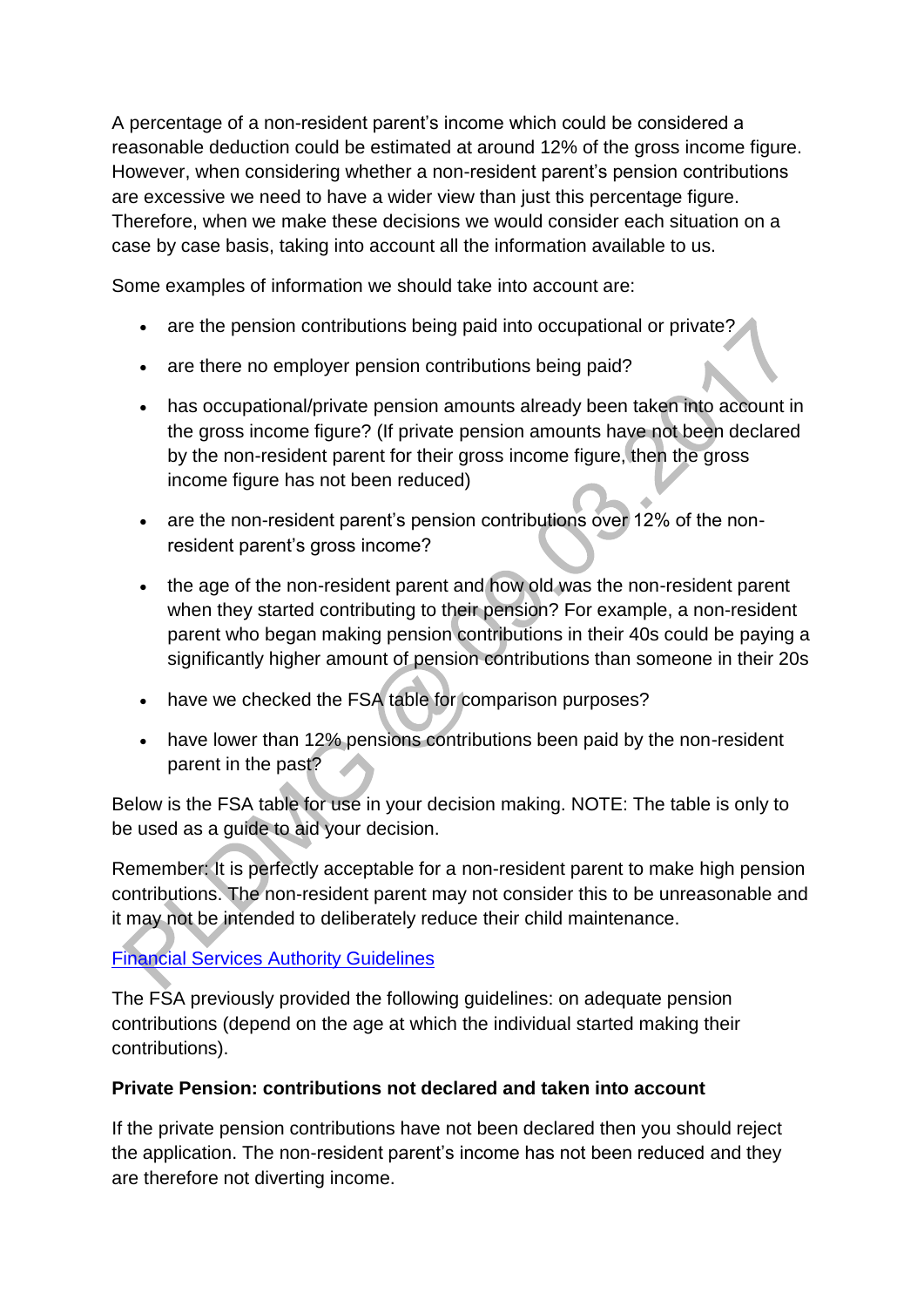A percentage of a non-resident parent's income which could be considered a reasonable deduction could be estimated at around 12% of the gross income figure. However, when considering whether a non-resident parent's pension contributions are excessive we need to have a wider view than just this percentage figure. Therefore, when we make these decisions we would consider each situation on a case by case basis, taking into account all the information available to us.

Some examples of information we should take into account are:

- are the pension contributions being paid into occupational or private?
- are there no employer pension contributions being paid?
- has occupational/private pension amounts already been taken into account in the gross income figure? (If private pension amounts have not been declared by the non-resident parent for their gross income figure, then the gross income figure has not been reduced)
- are the non-resident parent's pension contributions over 12% of the non-resident parent's gross income?
- the age of the non-resident parent and how old was the non-resident parent when they started contributing to their pension? For example, a non-resident parent who began making pension contributions in their 40s could be paying a significantly higher amount of pension contributions than someone in their 20s
- have we checked the FSA table for comparison purposes?
- have lower than 12% pensions contributions been paid by the non-resident parent in the past?

Below is the FSA table for use in your decision making. NOTE: The table is only to be used as a guide to aid your decision.

Remember: It is perfectly acceptable for a non-resident parent to make high pension contributions. The non-resident parent may not consider this to be unreasonable and it may not be intended to deliberately reduce their child maintenance.

[Financial Services Authority Guidelines]

The FSA previously provided the following guidelines: on adequate pension contributions (depend on the age at which the individual started making their contributions).

**Private Pension: contributions not declared and taken into account**

If the private pension contributions have not been declared then you should reject the application. The non-resident parent's income has not been reduced and they are therefore not diverting income.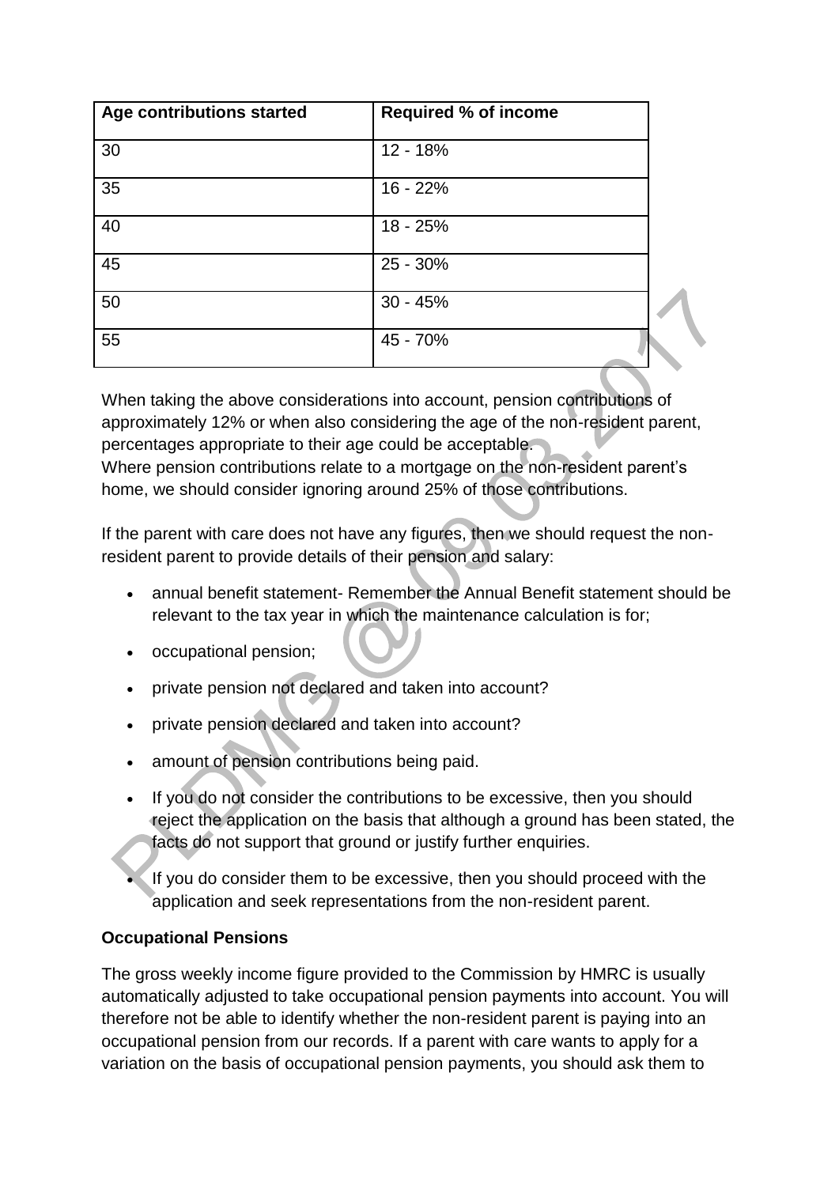| Age contributions started | Required % of income |
|---|---|
| 30 | 12 - 18% |
| 35 | 16 - 22% |
| 40 | 18 - 25% |
| 45 | 25 - 30% |
| 50 | 30 - 45% |
| 55 | 45 - 70% |

When taking the above considerations into account, pension contributions of approximately 12% or when also considering the age of the non-resident parent, percentages appropriate to their age could be acceptable.
Where pension contributions relate to a mortgage on the non-resident parent's home, we should consider ignoring around 25% of those contributions.

If the parent with care does not have any figures, then we should request the non-resident parent to provide details of their pension and salary:

- annual benefit statement- Remember the Annual Benefit statement should be relevant to the tax year in which the maintenance calculation is for;
- occupational pension;
- private pension not declared and taken into account?
- private pension declared and taken into account?
- amount of pension contributions being paid.
- If you do not consider the contributions to be excessive, then you should reject the application on the basis that although a ground has been stated, the facts do not support that ground or justify further enquiries.
- If you do consider them to be excessive, then you should proceed with the application and seek representations from the non-resident parent.

**Occupational Pensions**

The gross weekly income figure provided to the Commission by HMRC is usually automatically adjusted to take occupational pension payments into account. You will therefore not be able to identify whether the non-resident parent is paying into an occupational pension from our records. If a parent with care wants to apply for a variation on the basis of occupational pension payments, you should ask them to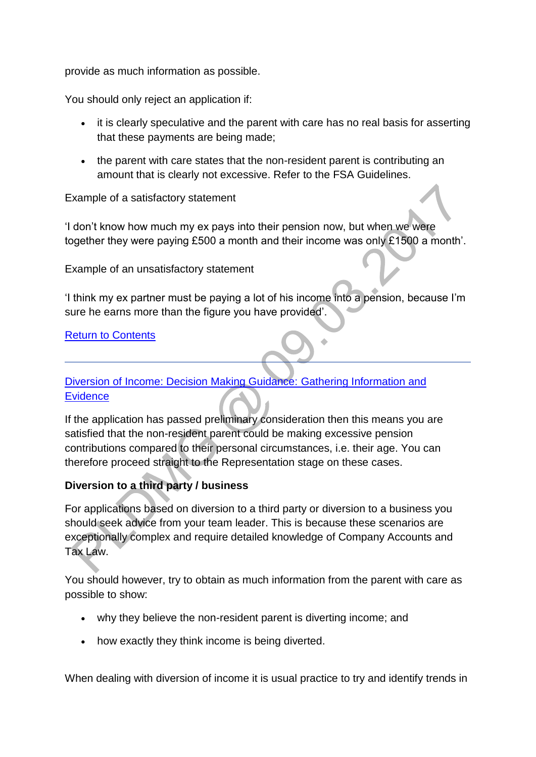provide as much information as possible.

You should only reject an application if:

- it is clearly speculative and the parent with care has no real basis for asserting that these payments are being made;
- the parent with care states that the non-resident parent is contributing an amount that is clearly not excessive. Refer to the FSA Guidelines.

Example of a satisfactory statement

'I don't know how much my ex pays into their pension now, but when we were together they were paying £500 a month and their income was only £1500 a month'.

Example of an unsatisfactory statement

'I think my ex partner must be paying a lot of his income into a pension, because I'm sure he earns more than the figure you have provided'.

[Return to Contents]

---

[Diversion of Income: Decision Making Guidance: Gathering Information and Evidence]

If the application has passed preliminary consideration then this means you are satisfied that the non-resident parent could be making excessive pension contributions compared to their personal circumstances, i.e. their age. You can therefore proceed straight to the Representation stage on these cases.

**Diversion to a third party / business**

For applications based on diversion to a third party or diversion to a business you should seek advice from your team leader. This is because these scenarios are exceptionally complex and require detailed knowledge of Company Accounts and Tax Law.

You should however, try to obtain as much information from the parent with care as possible to show:

- why they believe the non-resident parent is diverting income; and
- how exactly they think income is being diverted.

When dealing with diversion of income it is usual practice to try and identify trends in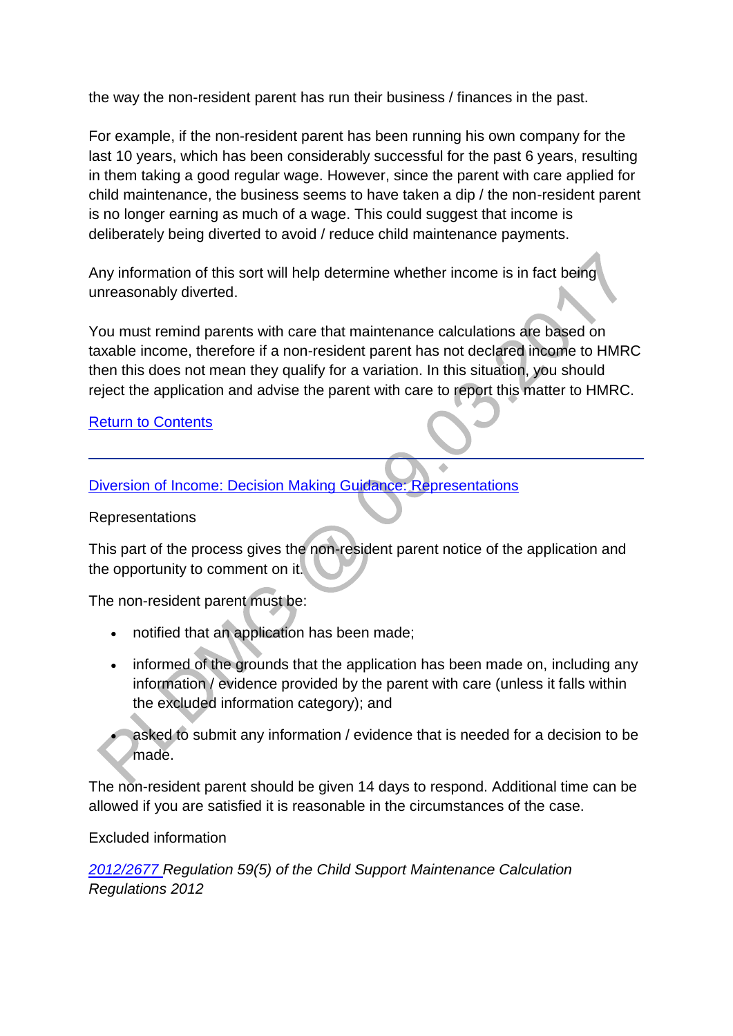the way the non-resident parent has run their business / finances in the past.

For example, if the non-resident parent has been running his own company for the last 10 years, which has been considerably successful for the past 6 years, resulting in them taking a good regular wage. However, since the parent with care applied for child maintenance, the business seems to have taken a dip / the non-resident parent is no longer earning as much of a wage. This could suggest that income is deliberately being diverted to avoid / reduce child maintenance payments.

Any information of this sort will help determine whether income is in fact being unreasonably diverted.

You must remind parents with care that maintenance calculations are based on taxable income, therefore if a non-resident parent has not declared income to HMRC then this does not mean they qualify for a variation. In this situation, you should reject the application and advise the parent with care to report this matter to HMRC.

Return to Contents

---

Diversion of Income: Decision Making Guidance: Representations

Representations

This part of the process gives the non-resident parent notice of the application and the opportunity to comment on it.

The non-resident parent must be:

- notified that an application has been made;
- informed of the grounds that the application has been made on, including any information / evidence provided by the parent with care (unless it falls within the excluded information category); and
- asked to submit any information / evidence that is needed for a decision to be made.

The non-resident parent should be given 14 days to respond. Additional time can be allowed if you are satisfied it is reasonable in the circumstances of the case.

Excluded information

*2012/2677 Regulation 59(5) of the Child Support Maintenance Calculation Regulations 2012*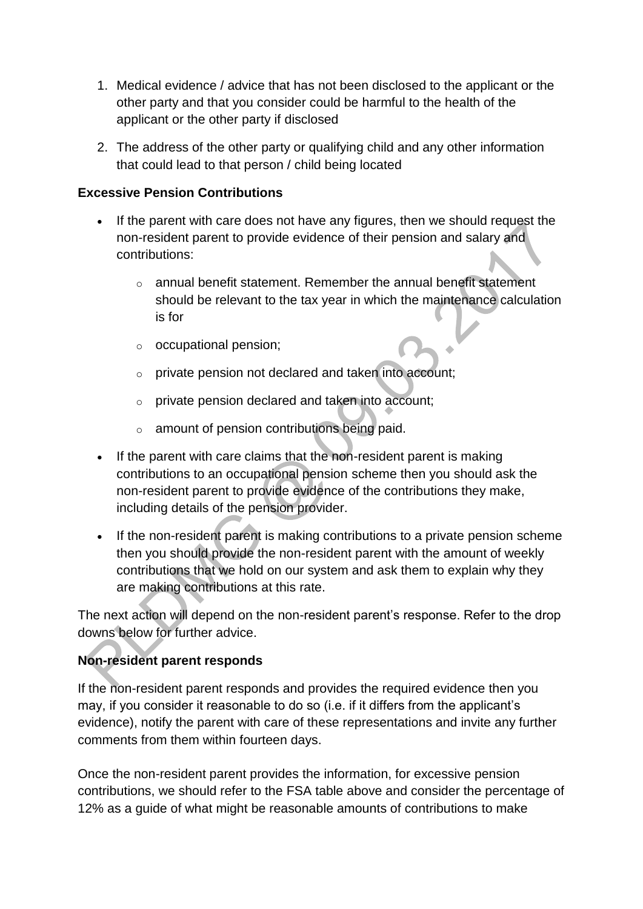1. Medical evidence / advice that has not been disclosed to the applicant or the other party and that you consider could be harmful to the health of the applicant or the other party if disclosed
2. The address of the other party or qualifying child and any other information that could lead to that person / child being located

**Excessive Pension Contributions**

- If the parent with care does not have any figures, then we should request the non-resident parent to provide evidence of their pension and salary and contributions:
  - annual benefit statement. Remember the annual benefit statement should be relevant to the tax year in which the maintenance calculation is for
  - occupational pension;
  - private pension not declared and taken into account;
  - private pension declared and taken into account;
  - amount of pension contributions being paid.
- If the parent with care claims that the non-resident parent is making contributions to an occupational pension scheme then you should ask the non-resident parent to provide evidence of the contributions they make, including details of the pension provider.
- If the non-resident parent is making contributions to a private pension scheme then you should provide the non-resident parent with the amount of weekly contributions that we hold on our system and ask them to explain why they are making contributions at this rate.

The next action will depend on the non-resident parent's response. Refer to the drop downs below for further advice.

**Non-resident parent responds**

If the non-resident parent responds and provides the required evidence then you may, if you consider it reasonable to do so (i.e. if it differs from the applicant's evidence), notify the parent with care of these representations and invite any further comments from them within fourteen days.

Once the non-resident parent provides the information, for excessive pension contributions, we should refer to the FSA table above and consider the percentage of 12% as a guide of what might be reasonable amounts of contributions to make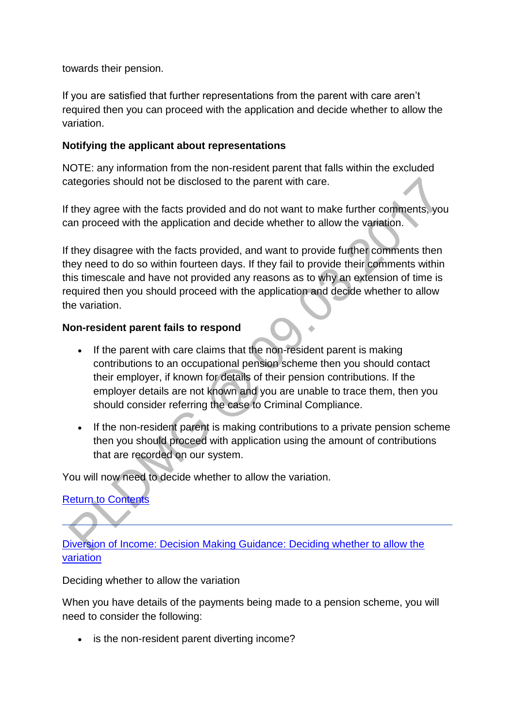towards their pension.

If you are satisfied that further representations from the parent with care aren’t required then you can proceed with the application and decide whether to allow the variation.

**Notifying the applicant about representations**

NOTE: any information from the non-resident parent that falls within the excluded categories should not be disclosed to the parent with care.

If they agree with the facts provided and do not want to make further comments, you can proceed with the application and decide whether to allow the variation.

If they disagree with the facts provided, and want to provide further comments then they need to do so within fourteen days. If they fail to provide their comments within this timescale and have not provided any reasons as to why an extension of time is required then you should proceed with the application and decide whether to allow the variation.

**Non-resident parent fails to respond**

- If the parent with care claims that the non-resident parent is making contributions to an occupational pension scheme then you should contact their employer, if known for details of their pension contributions. If the employer details are not known and you are unable to trace them, then you should consider referring the case to Criminal Compliance.
- If the non-resident parent is making contributions to a private pension scheme then you should proceed with application using the amount of contributions that are recorded on our system.

You will now need to decide whether to allow the variation.

Return to Contents

---

Diversion of Income: Decision Making Guidance: Deciding whether to allow the variation

Deciding whether to allow the variation

When you have details of the payments being made to a pension scheme, you will need to consider the following:

- is the non-resident parent diverting income?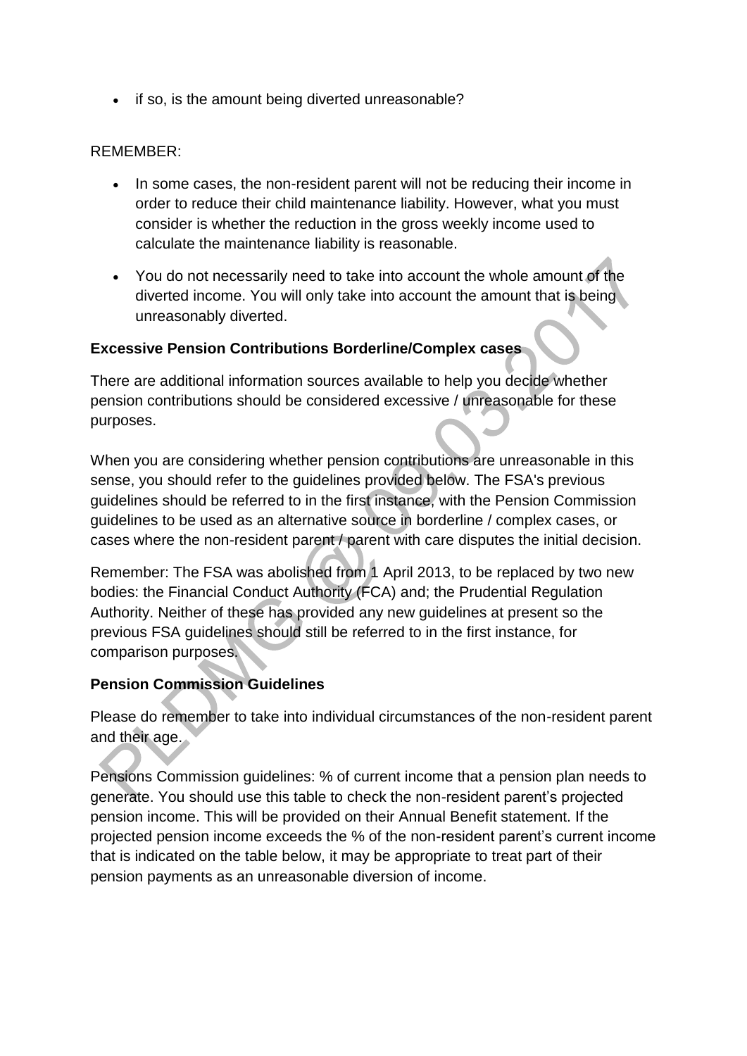- if so, is the amount being diverted unreasonable?

REMEMBER:

- In some cases, the non-resident parent will not be reducing their income in order to reduce their child maintenance liability. However, what you must consider is whether the reduction in the gross weekly income used to calculate the maintenance liability is reasonable.
- You do not necessarily need to take into account the whole amount of the diverted income. You will only take into account the amount that is being unreasonably diverted.

**Excessive Pension Contributions Borderline/Complex cases**

There are additional information sources available to help you decide whether pension contributions should be considered excessive / unreasonable for these purposes.

When you are considering whether pension contributions are unreasonable in this sense, you should refer to the guidelines provided below. The FSA's previous guidelines should be referred to in the first instance, with the Pension Commission guidelines to be used as an alternative source in borderline / complex cases, or cases where the non-resident parent / parent with care disputes the initial decision.

Remember: The FSA was abolished from 1 April 2013, to be replaced by two new bodies: the Financial Conduct Authority (FCA) and; the Prudential Regulation Authority. Neither of these has provided any new guidelines at present so the previous FSA guidelines should still be referred to in the first instance, for comparison purposes.

**Pension Commission Guidelines**

Please do remember to take into individual circumstances of the non-resident parent and their age.

Pensions Commission guidelines: % of current income that a pension plan needs to generate. You should use this table to check the non-resident parent's projected pension income. This will be provided on their Annual Benefit statement. If the projected pension income exceeds the % of the non-resident parent's current income that is indicated on the table below, it may be appropriate to treat part of their pension payments as an unreasonable diversion of income.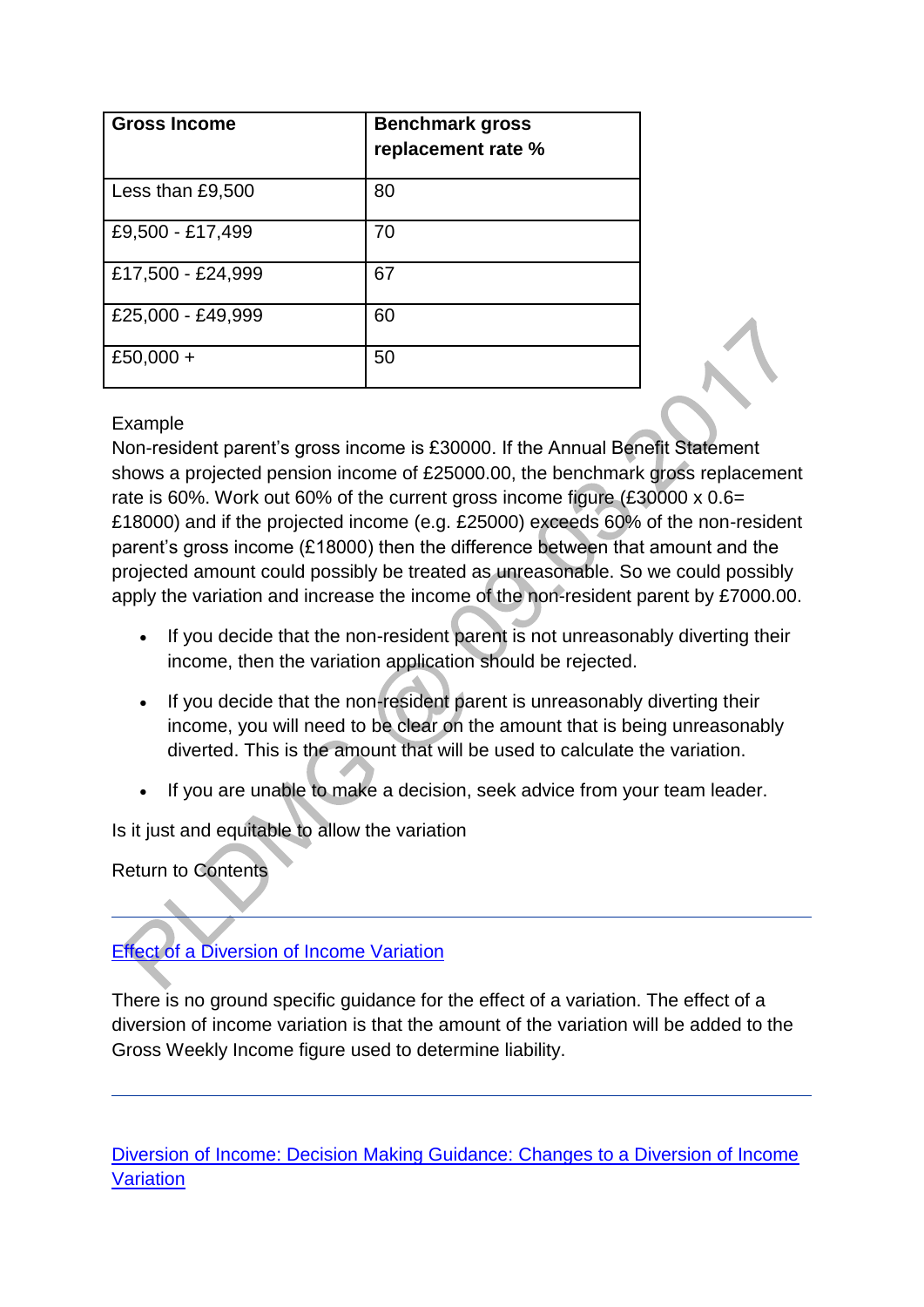| Gross Income | Benchmark gross replacement rate % |
| --- | --- |
| Less than £9,500 | 80 |
| £9,500 - £17,499 | 70 |
| £17,500 - £24,999 | 67 |
| £25,000 - £49,999 | 60 |
| £50,000 + | 50 |

Example
Non-resident parent's gross income is £30000. If the Annual Benefit Statement shows a projected pension income of £25000.00, the benchmark gross replacement rate is 60%. Work out 60% of the current gross income figure (£30000 x 0.6= £18000) and if the projected income (e.g. £25000) exceeds 60% of the non-resident parent's gross income (£18000) then the difference between that amount and the projected amount could possibly be treated as unreasonable. So we could possibly apply the variation and increase the income of the non-resident parent by £7000.00.

- If you decide that the non-resident parent is not unreasonably diverting their income, then the variation application should be rejected.
- If you decide that the non-resident parent is unreasonably diverting their income, you will need to be clear on the amount that is being unreasonably diverted. This is the amount that will be used to calculate the variation.
- If you are unable to make a decision, seek advice from your team leader.

Is it just and equitable to allow the variation

Return to Contents

---

## Effect of a Diversion of Income Variation

There is no ground specific guidance for the effect of a variation. The effect of a diversion of income variation is that the amount of the variation will be added to the Gross Weekly Income figure used to determine liability.

---

## Diversion of Income: Decision Making Guidance: Changes to a Diversion of Income Variation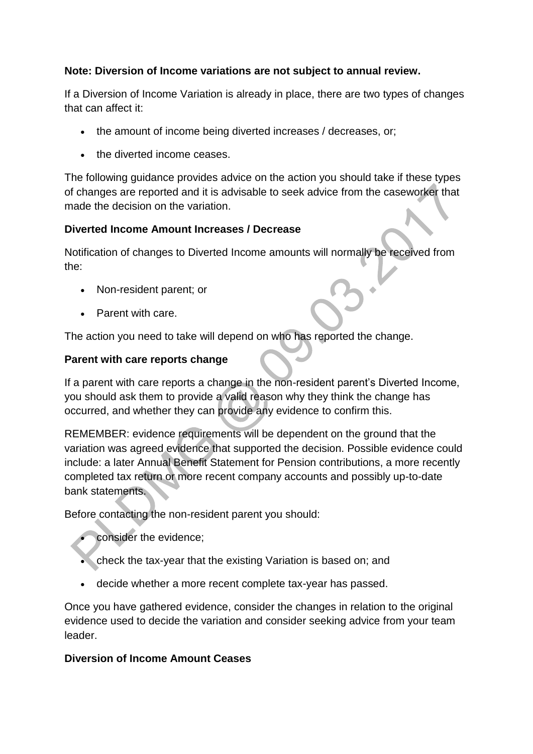**Note: Diversion of Income variations are not subject to annual review.**

If a Diversion of Income Variation is already in place, there are two types of changes that can affect it:

- the amount of income being diverted increases / decreases, or;
- the diverted income ceases.

The following guidance provides advice on the action you should take if these types of changes are reported and it is advisable to seek advice from the caseworker that made the decision on the variation.

**Diverted Income Amount Increases / Decrease**

Notification of changes to Diverted Income amounts will normally be received from the:

- Non-resident parent; or
- Parent with care.

The action you need to take will depend on who has reported the change.

**Parent with care reports change**

If a parent with care reports a change in the non-resident parent's Diverted Income, you should ask them to provide a valid reason why they think the change has occurred, and whether they can provide any evidence to confirm this.

REMEMBER: evidence requirements will be dependent on the ground that the variation was agreed evidence that supported the decision. Possible evidence could include: a later Annual Benefit Statement for Pension contributions, a more recently completed tax return or more recent company accounts and possibly up-to-date bank statements.

Before contacting the non-resident parent you should:

- consider the evidence;
- check the tax-year that the existing Variation is based on; and
- decide whether a more recent complete tax-year has passed.

Once you have gathered evidence, consider the changes in relation to the original evidence used to decide the variation and consider seeking advice from your team leader.

**Diversion of Income Amount Ceases**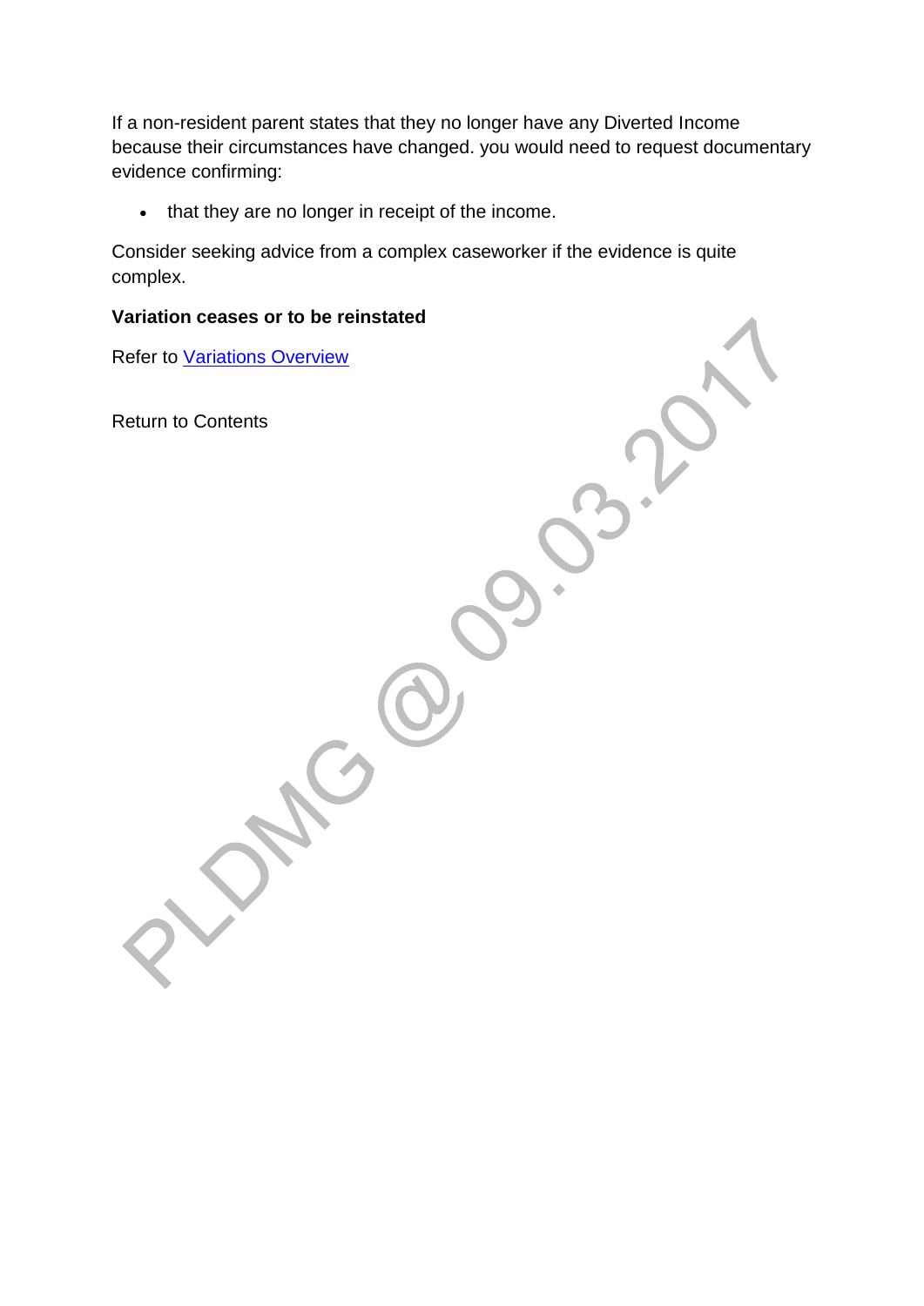If a non-resident parent states that they no longer have any Diverted Income because their circumstances have changed. you would need to request documentary evidence confirming:

- that they are no longer in receipt of the income.

Consider seeking advice from a complex caseworker if the evidence is quite complex.

**Variation ceases or to be reinstated**

Refer to Variations Overview

Return to Contents